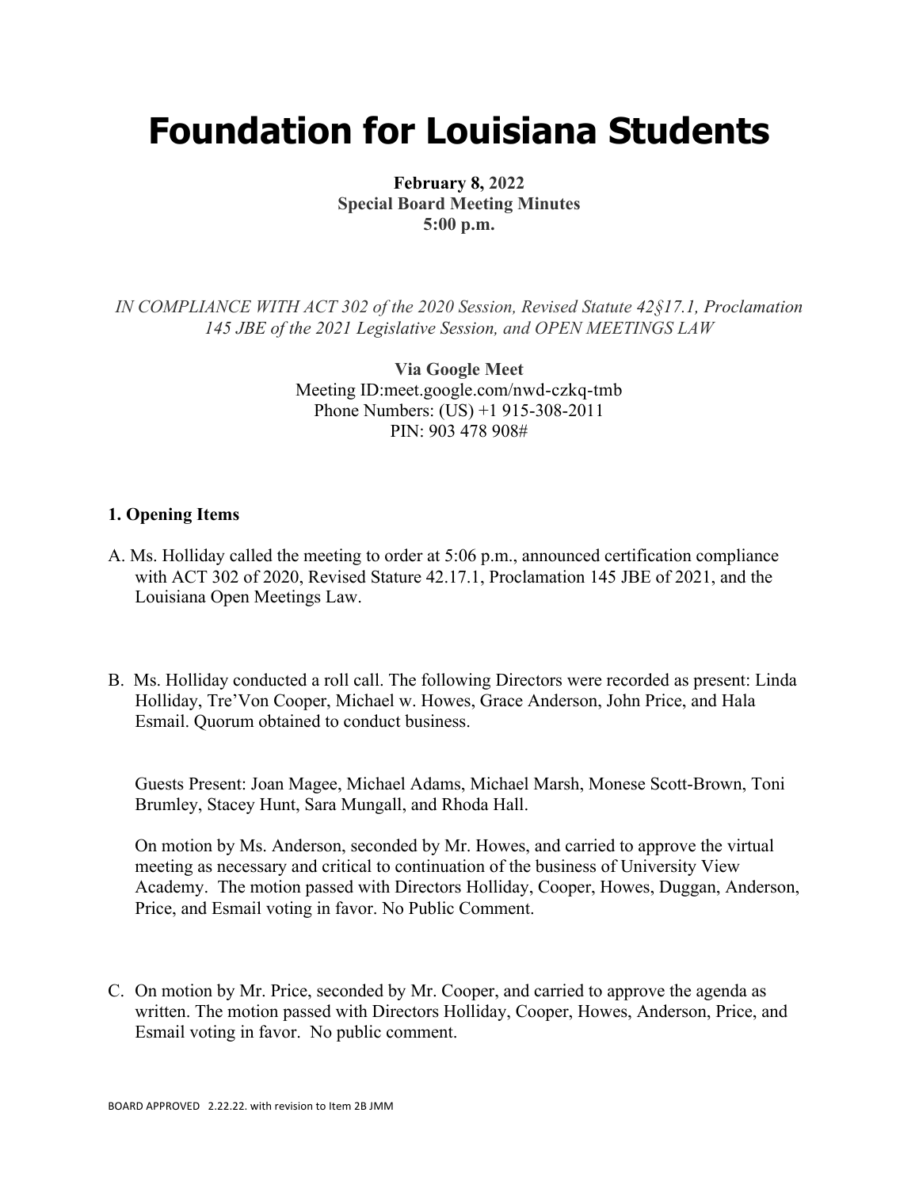# Foundation for Louisiana Students

**February 8, 2022**
**Special Board Meeting Minutes**
**5:00 p.m.**

*IN COMPLIANCE WITH ACT 302 of the 2020 Session, Revised Statute 42§17.1, Proclamation 145 JBE of the 2021 Legislative Session, and OPEN MEETINGS LAW*

**Via Google Meet**
Meeting ID:meet.google.com/nwd-czkq-tmb
Phone Numbers: (US) +1 915-308-2011
PIN: 903 478 908#

**1. Opening Items**

A. Ms. Holliday called the meeting to order at 5:06 p.m., announced certification compliance with ACT 302 of 2020, Revised Stature 42.17.1, Proclamation 145 JBE of 2021, and the Louisiana Open Meetings Law.

B. Ms. Holliday conducted a roll call. The following Directors were recorded as present: Linda Holliday, Tre'Von Cooper, Michael w. Howes, Grace Anderson, John Price, and Hala Esmail. Quorum obtained to conduct business.

Guests Present: Joan Magee, Michael Adams, Michael Marsh, Monese Scott-Brown, Toni Brumley, Stacey Hunt, Sara Mungall, and Rhoda Hall.

On motion by Ms. Anderson, seconded by Mr. Howes, and carried to approve the virtual meeting as necessary and critical to continuation of the business of University View Academy. The motion passed with Directors Holliday, Cooper, Howes, Duggan, Anderson, Price, and Esmail voting in favor. No Public Comment.

C. On motion by Mr. Price, seconded by Mr. Cooper, and carried to approve the agenda as written. The motion passed with Directors Holliday, Cooper, Howes, Anderson, Price, and Esmail voting in favor. No public comment.

BOARD APPROVED 2.22.22. with revision to Item 2B JMM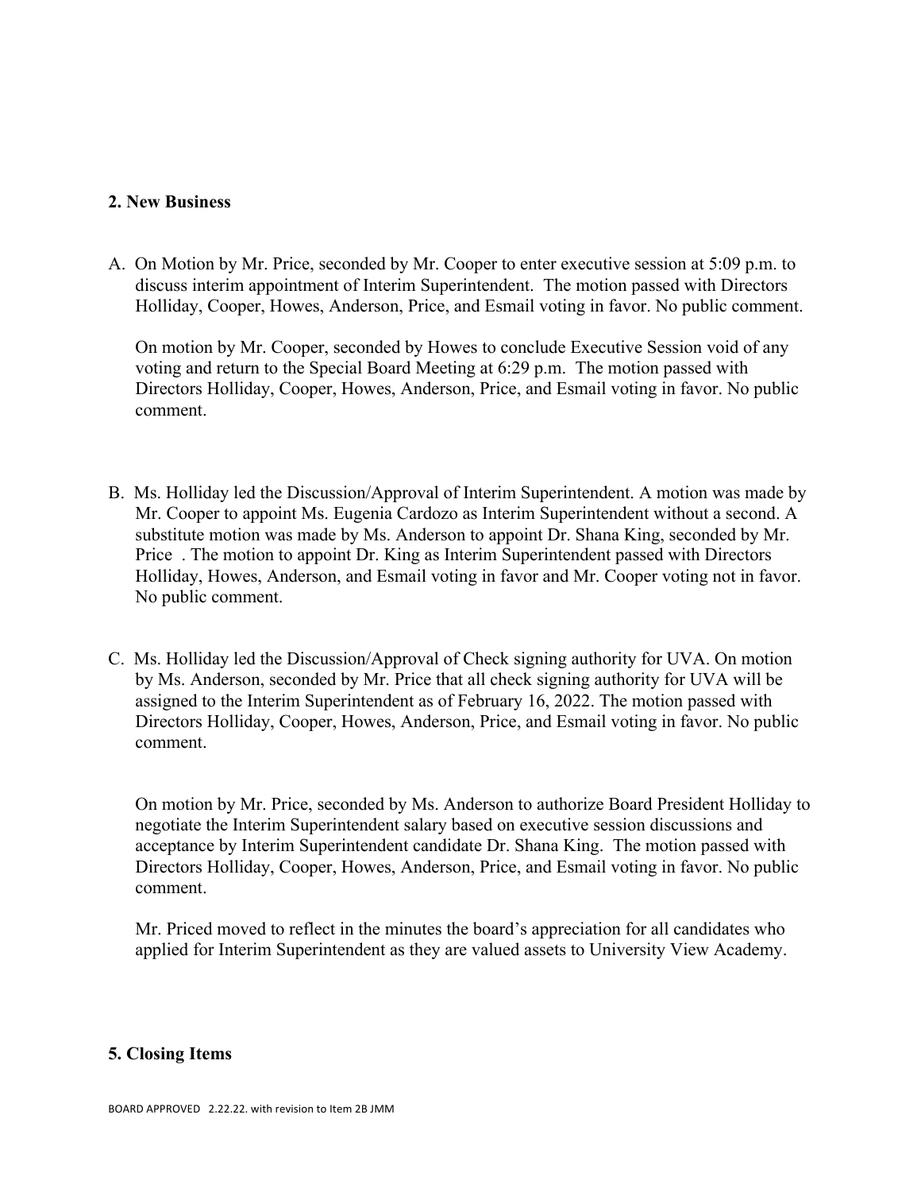## 2. New Business

A. On Motion by Mr. Price, seconded by Mr. Cooper to enter executive session at 5:09 p.m. to discuss interim appointment of Interim Superintendent. The motion passed with Directors Holliday, Cooper, Howes, Anderson, Price, and Esmail voting in favor. No public comment.

   On motion by Mr. Cooper, seconded by Howes to conclude Executive Session void of any voting and return to the Special Board Meeting at 6:29 p.m. The motion passed with Directors Holliday, Cooper, Howes, Anderson, Price, and Esmail voting in favor. No public comment.

B. Ms. Holliday led the Discussion/Approval of Interim Superintendent. A motion was made by Mr. Cooper to appoint Ms. Eugenia Cardozo as Interim Superintendent without a second. A substitute motion was made by Ms. Anderson to appoint Dr. Shana King, seconded by Mr. Price . The motion to appoint Dr. King as Interim Superintendent passed with Directors Holliday, Howes, Anderson, and Esmail voting in favor and Mr. Cooper voting not in favor. No public comment.

C. Ms. Holliday led the Discussion/Approval of Check signing authority for UVA. On motion by Ms. Anderson, seconded by Mr. Price that all check signing authority for UVA will be assigned to the Interim Superintendent as of February 16, 2022. The motion passed with Directors Holliday, Cooper, Howes, Anderson, Price, and Esmail voting in favor. No public comment.

   On motion by Mr. Price, seconded by Ms. Anderson to authorize Board President Holliday to negotiate the Interim Superintendent salary based on executive session discussions and acceptance by Interim Superintendent candidate Dr. Shana King. The motion passed with Directors Holliday, Cooper, Howes, Anderson, Price, and Esmail voting in favor. No public comment.

   Mr. Priced moved to reflect in the minutes the board's appreciation for all candidates who applied for Interim Superintendent as they are valued assets to University View Academy.

## 5. Closing Items

BOARD APPROVED 2.22.22. with revision to Item 2B JMM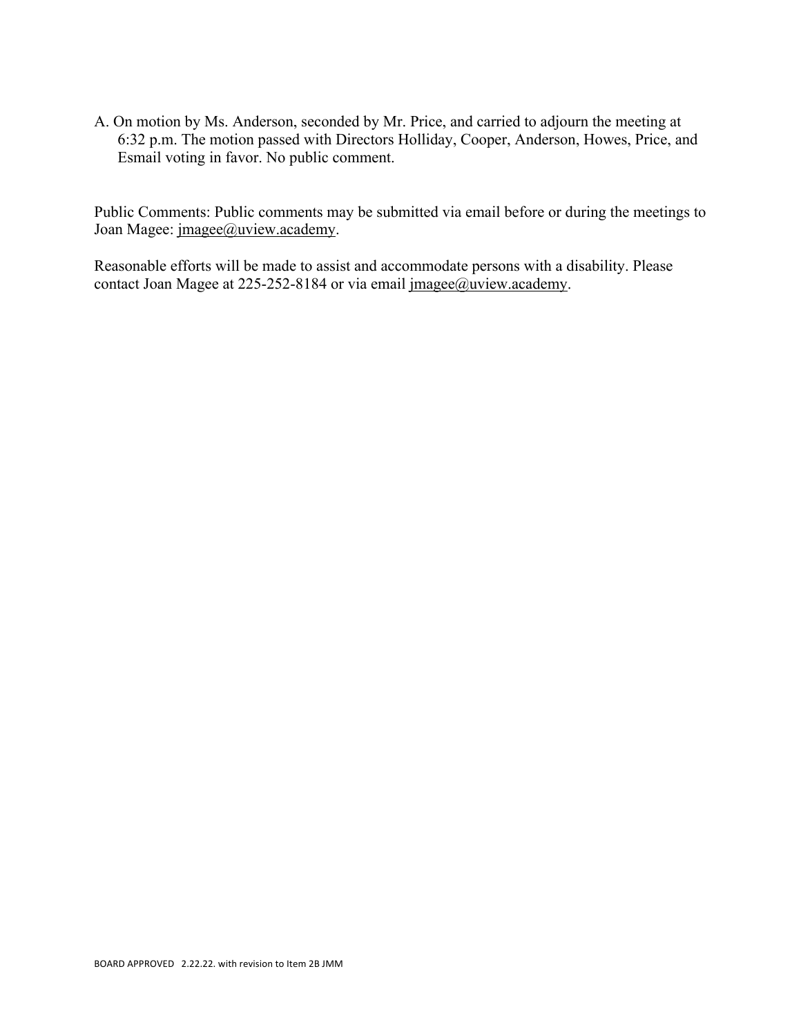A. On motion by Ms. Anderson, seconded by Mr. Price, and carried to adjourn the meeting at 6:32 p.m. The motion passed with Directors Holliday, Cooper, Anderson, Howes, Price, and Esmail voting in favor. No public comment.

Public Comments: Public comments may be submitted via email before or during the meetings to Joan Magee: jmagee@uview.academy.

Reasonable efforts will be made to assist and accommodate persons with a disability. Please contact Joan Magee at 225-252-8184 or via email jmagee@uview.academy.